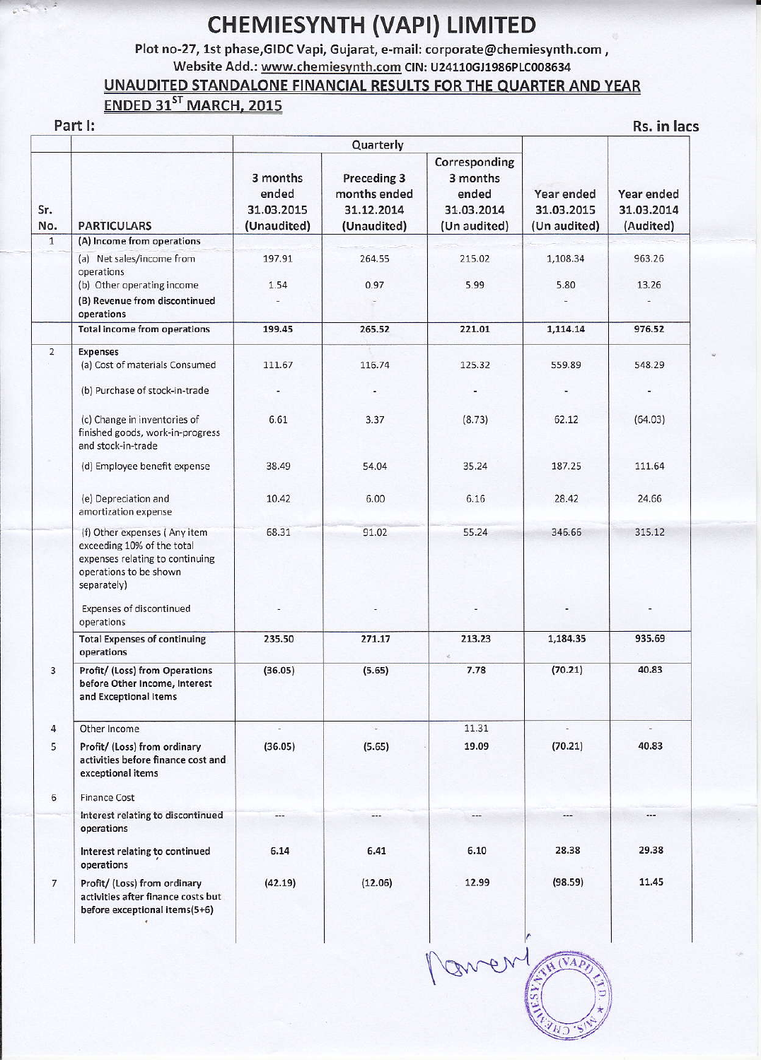# CHEMIESYNTH (VAPI) LIMITED

Plot no-27, 1st phase,GIDC Vapi, Gujarat, e-mail: corporate@chemiesynth.com ,
Website Add.: www.chemiesynth.com CIN: U24110GJ1986PLC008634

## UNAUDITED STANDALONE FINANCIAL RESULTS FOR THE QUARTER AND YEAR ENDED 31ST MARCH, 2015

**Part I:** Rs. in lacs

| Sr. No. | PARTICULARS | Quarterly | | | | |
|---|---|---|---|---|---|---|
| | | 3 months ended 31.03.2015 (Unaudited) | Preceding 3 months ended 31.12.2014 (Unaudited) | Corresponding 3 months ended 31.03.2014 (Un audited) | Year ended 31.03.2015 (Un audited) | Year ended 31.03.2014 (Audited) |
| 1 | (A) Income from operations | | | | | |
| | (a) Net sales/income from operations | 197.91 | 264.55 | 215.02 | 1,108.34 | 963.26 |
| | (b) Other operating income | 1.54 | 0.97 | 5.99 | 5.80 | 13.26 |
| | (B) Revenue from discontinued operations | - | - | | - | - |
| | Total income from operations | 199.45 | 265.52 | 221.01 | 1,114.14 | 976.52 |
| 2 | Expenses | | | | | |
| | (a) Cost of materials Consumed | 111.67 | 116.74 | 125.32 | 559.89 | 548.29 |
| | (b) Purchase of stock-in-trade | - | - | - | - | - |
| | (c) Change in inventories of finished goods, work-in-progress and stock-in-trade | 6.61 | 3.37 | (8.73) | 62.12 | (64.03) |
| | (d) Employee benefit expense | 38.49 | 54.04 | 35.24 | 187.25 | 111.64 |
| | (e) Depreciation and amortization expense | 10.42 | 6.00 | 6.16 | 28.42 | 24.66 |
| | (f) Other expenses ( Any item exceeding 10% of the total expenses relating to continuing operations to be shown separately) | 68.31 | 91.02 | 55.24 | 346.66 | 315.12 |
| | Expenses of discontinued operations | - | - | - | - | - |
| | Total Expenses of continuing operations | 235.50 | 271.17 | 213.23 | 1,184.35 | 935.69 |
| 3 | Profit/ (Loss) from Operations before Other Income, Interest and Exceptional Items | (36.05) | (5.65) | 7.78 | (70.21) | 40.83 |
| 4 | Other Income | - | - | 11.31 | - | - |
| 5 | Profit/ (Loss) from ordinary activities before finance cost and exceptional items | (36.05) | (5.65) | 19.09 | (70.21) | 40.83 |
| 6 | Finance Cost | | | | | |
| | Interest relating to discontinued operations | --- | --- | --- | --- | --- |
| | Interest relating to continued operations | 6.14 | 6.41 | 6.10 | 28.38 | 29.38 |
| 7 | Profit/ (Loss) from ordinary activities after finance costs but before exceptional items(5+6) | (42.19) | (12.06) | 12.99 | (98.59) | 11.45 |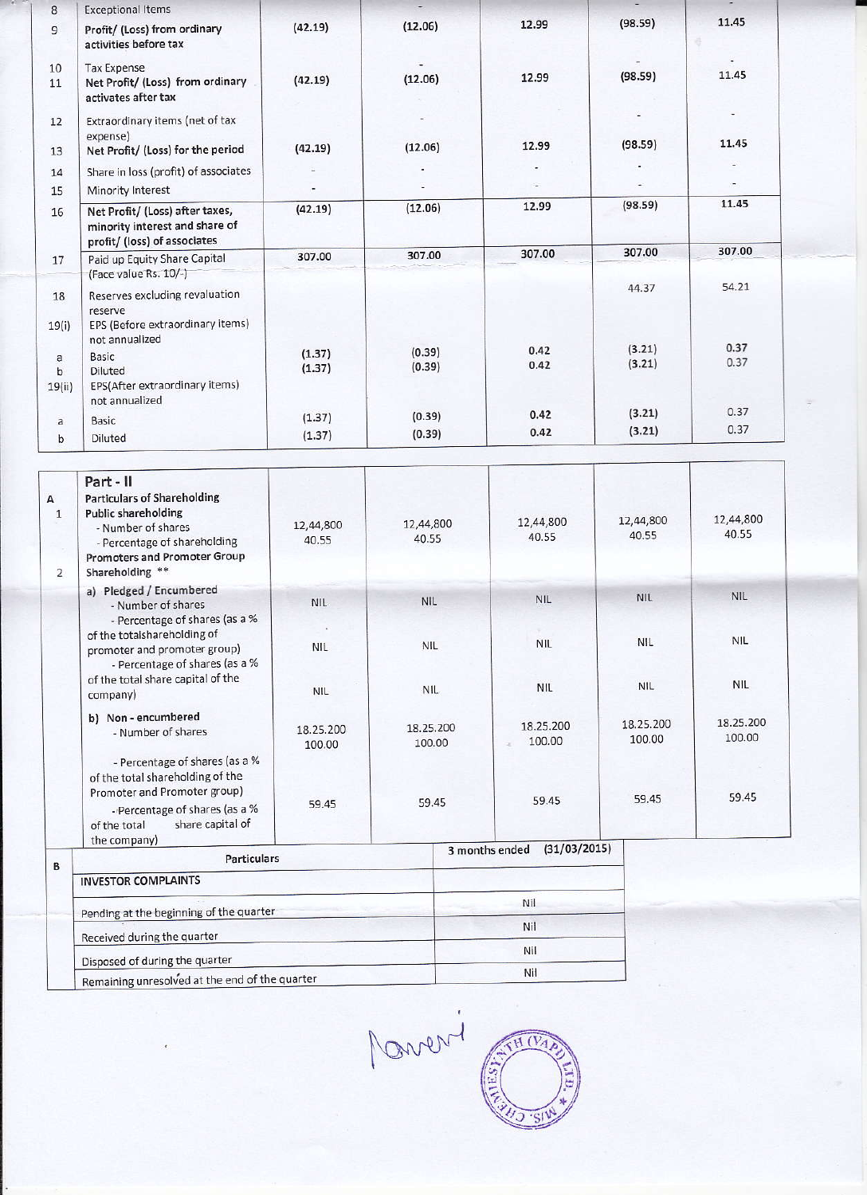| 8 | Exceptional Items | | - | | - | - |
|---|---|---|---|---|---|---|
| 9 | Profit/ (Loss) from ordinary activities before tax | (42.19) | (12.06) | 12.99 | (98.59) | 11.45 |
| 10 | Tax Expense | | - | | - | - |
| 11 | Net Profit/ (Loss) from ordinary activates after tax | (42.19) | (12.06) | 12.99 | (98.59) | 11.45 |
| 12 | Extraordinary items (net of tax expense) | | - | | - | - |
| 13 | Net Profit/ (Loss) for the period | (42.19) | (12.06) | 12.99 | (98.59) | 11.45 |
| 14 | Share in loss (profit) of associates | - | - | - | - | - |
| 15 | Minority Interest | - | - | - | - | - |
| 16 | Net Profit/ (Loss) after taxes, minority interest and share of profit/ (loss) of associates | (42.19) | (12.06) | 12.99 | (98.59) | 11.45 |
| 17 | Paid up Equity Share Capital (Face value Rs. 10/-) | 307.00 | 307.00 | 307.00 | 307.00 | 307.00 |
| 18 | Reserves excluding revaluation reserve | | | | 44.37 | 54.21 |
| 19(i) | EPS (Before extraordinary items) not annualized | | | | | |
| a | Basic | (1.37) | (0.39) | 0.42 | (3.21) | 0.37 |
| b | Diluted | (1.37) | (0.39) | 0.42 | (3.21) | 0.37 |
| 19(ii) | EPS(After extraordinary items) not annualized | | | | | |
| a | Basic | (1.37) | (0.39) | 0.42 | (3.21) | 0.37 |
| b | Diluted | (1.37) | (0.39) | 0.42 | (3.21) | 0.37 |

| | Part - II | | | | | |
|---|---|---|---|---|---|---|
| A | Particulars of Shareholding | | | | | |
| 1 | Public shareholding | | | | | |
| | - Number of shares | 12,44,800 | 12,44,800 | 12,44,800 | 12,44,800 | 12,44,800 |
| | - Percentage of shareholding | 40.55 | 40.55 | 40.55 | 40.55 | 40.55 |
| 2 | Promoters and Promoter Group Shareholding ** | | | | | |
| | a) Pledged / Encumbered | | | | | |
| | - Number of shares | NIL | NIL | NIL | NIL | NIL |
| | - Percentage of shares (as a % of the totalshareholding of promoter and promoter group) | NIL | NIL | NIL | NIL | NIL |
| | - Percentage of shares (as a % of the total share capital of the company) | NIL | NIL | NIL | NIL | NIL |
| | b) Non - encumbered | | | | | |
| | - Number of shares | 18,25,200 | 18,25,200 | 18,25,200 | 18,25,200 | 18,25,200 |
| | - Percentage of shares (as a % of the total shareholding of the Promoter and Promoter group) | 100.00 | 100.00 | 100.00 | 100.00 | 100.00 |
| | - Percentage of shares (as a % of the total share capital of the company) | 59.45 | 59.45 | 59.45 | 59.45 | 59.45 |

| B | Particulars | 3 months ended (31/03/2015) |
|---|---|---|
| | INVESTOR COMPLAINTS | |
| | Pending at the beginning of the quarter | Nil |
| | Received during the quarter | Nil |
| | Disposed of during the quarter | Nil |
| | Remaining unresolved at the end of the quarter | Nil |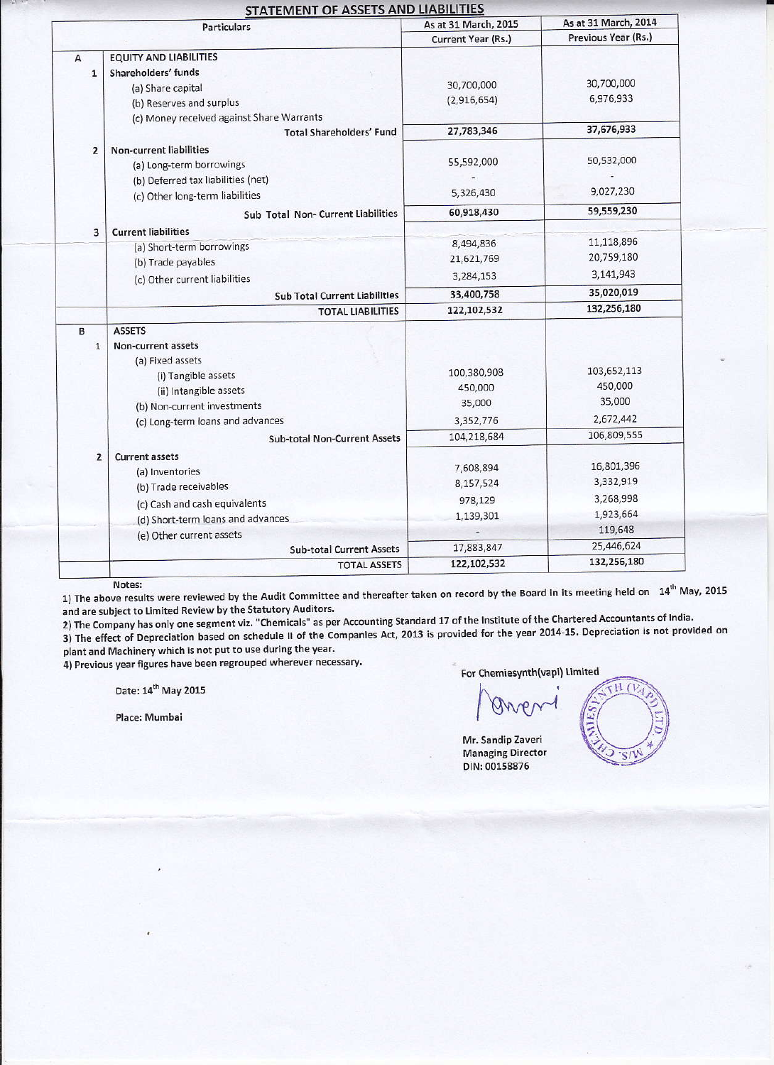## STATEMENT OF ASSETS AND LIABILITIES

| | | Particulars | As at 31 March, 2015 Current Year (Rs.) | As at 31 March, 2014 Previous Year (Rs.) |
|---|---|---|---|---|
| A | | EQUITY AND LIABILITIES | | |
| | 1 | Shareholders' funds | | |
| | | (a) Share capital | 30,700,000 | 30,700,000 |
| | | (b) Reserves and surplus | (2,916,654) | 6,976,933 |
| | | (c) Money received against Share Warrants | | |
| | | Total Shareholders' Fund | 27,783,346 | 37,676,933 |
| | 2 | Non-current liabilities | | |
| | | (a) Long-term borrowings | 55,592,000 | 50,532,000 |
| | | (b) Deferred tax liabilities (net) | - | - |
| | | (c) Other long-term liabilities | 5,326,430 | 9,027,230 |
| | | Sub Total Non- Current Liabilities | 60,918,430 | 59,559,230 |
| | 3 | Current liabilities | | |
| | | (a) Short-term borrowings | 8,494,836 | 11,118,896 |
| | | (b) Trade payables | 21,621,769 | 20,759,180 |
| | | (c) Other current liabilities | 3,284,153 | 3,141,943 |
| | | Sub Total Current Liabilities | 33,400,758 | 35,020,019 |
| | | TOTAL LIABILITIES | 122,102,532 | 132,256,180 |
| B | | ASSETS | | |
| | 1 | Non-current assets | | |
| | | (a) Fixed assets | | |
| | | (i) Tangible assets | 100,380,908 | 103,652,113 |
| | | (ii) Intangible assets | 450,000 | 450,000 |
| | | (b) Non-current investments | 35,000 | 35,000 |
| | | (c) Long-term loans and advances | 3,352,776 | 2,672,442 |
| | | Sub-total Non-Current Assets | 104,218,684 | 106,809,555 |
| | 2 | Current assets | | |
| | | (a) Inventories | 7,608,894 | 16,801,396 |
| | | (b) Trade receivables | 8,157,524 | 3,332,919 |
| | | (c) Cash and cash equivalents | 978,129 | 3,268,998 |
| | | (d) Short-term loans and advances | 1,139,301 | 1,923,664 |
| | | (e) Other current assets | - | 119,648 |
| | | Sub-total Current Assets | 17,883,847 | 25,446,624 |
| | | TOTAL ASSETS | 122,102,532 | 132,256,180 |

Notes:

1) The above results were reviewed by the Audit Committee and thereafter taken on record by the Board in its meeting held on 14th May, 2015 and are subject to Limited Review by the Statutory Auditors.

2) The Company has only one segment viz. "Chemicals" as per Accounting Standard 17 of the Institute of the Chartered Accountants of India.

3) The effect of Depreciation based on schedule II of the Companies Act, 2013 is provided for the year 2014-15. Depreciation is not provided on plant and Machinery which is not put to use during the year.

4) Previous year figures have been regrouped wherever necessary.

Date: 14th May 2015

Place: Mumbai

For Chemiesynth(vapi) Limited

Mr. Sandip Zaveri
Managing Director
DIN: 00158876